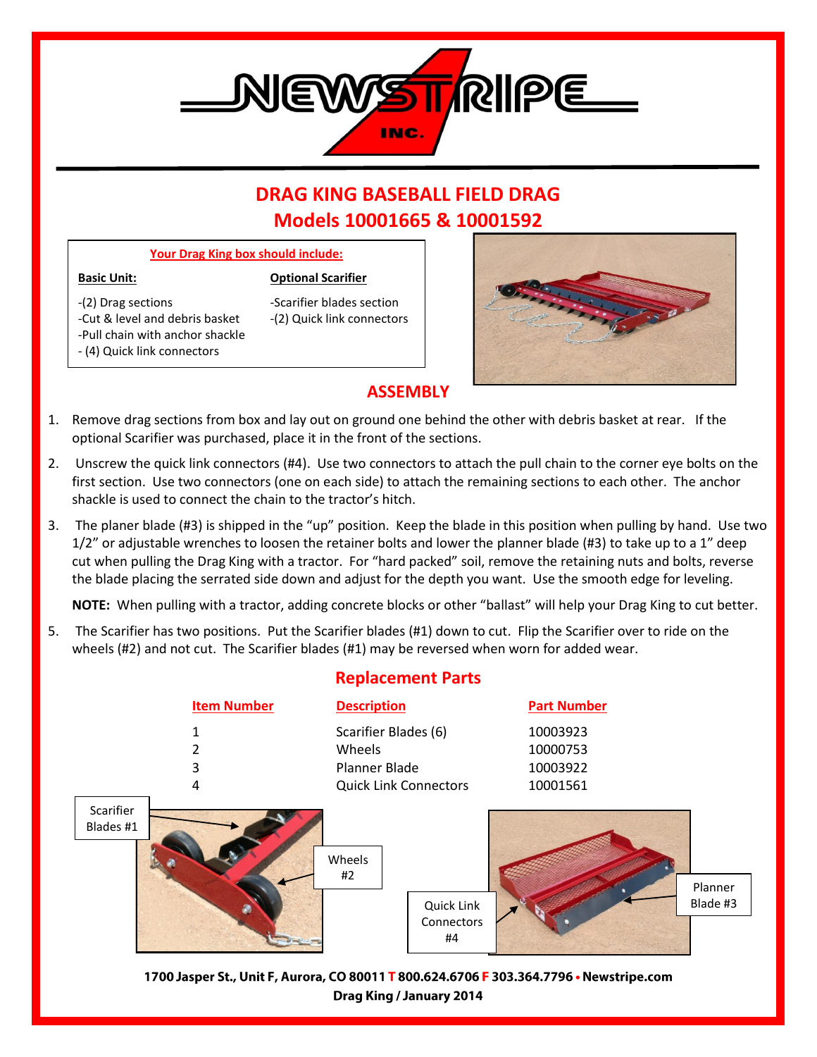# DRAG KING BASEBALL FIELD DRAG
# Models 10001665 & 10001592

**Your Drag King box should include:**

**Basic Unit:**

- -(2) Drag sections
- -Cut & level and debris basket
- -Pull chain with anchor shackle
- - (4) Quick link connectors

**Optional Scarifier**

- -Scarifier blades section
- -(2) Quick link connectors

## ASSEMBLY

1. Remove drag sections from box and lay out on ground one behind the other with debris basket at rear. If the optional Scarifier was purchased, place it in the front of the sections.
2. Unscrew the quick link connectors (#4). Use two connectors to attach the pull chain to the corner eye bolts on the first section. Use two connectors (one on each side) to attach the remaining sections to each other. The anchor shackle is used to connect the chain to the tractor's hitch.
3. The planer blade (#3) is shipped in the "up" position. Keep the blade in this position when pulling by hand. Use two 1/2" or adjustable wrenches to loosen the retainer bolts and lower the planner blade (#3) to take up to a 1" deep cut when pulling the Drag King with a tractor. For "hard packed" soil, remove the retaining nuts and bolts, reverse the blade placing the serrated side down and adjust for the depth you want. Use the smooth edge for leveling.

**NOTE:** When pulling with a tractor, adding concrete blocks or other "ballast" will help your Drag King to cut better.

5. The Scarifier has two positions. Put the Scarifier blades (#1) down to cut. Flip the Scarifier over to ride on the wheels (#2) and not cut. The Scarifier blades (#1) may be reversed when worn for added wear.

## Replacement Parts

| Item Number | Description | Part Number |
|---|---|---|
| 1 | Scarifier Blades (6) | 10003923 |
| 2 | Wheels | 10000753 |
| 3 | Planner Blade | 10003922 |
| 4 | Quick Link Connectors | 10001561 |

Scarifier Blades #1

Wheels #2

Quick Link Connectors #4

Planner Blade #3

**1700 Jasper St., Unit F, Aurora, CO 80011 T 800.624.6706 F 303.364.7796 • Newstripe.com**
**Drag King / January 2014**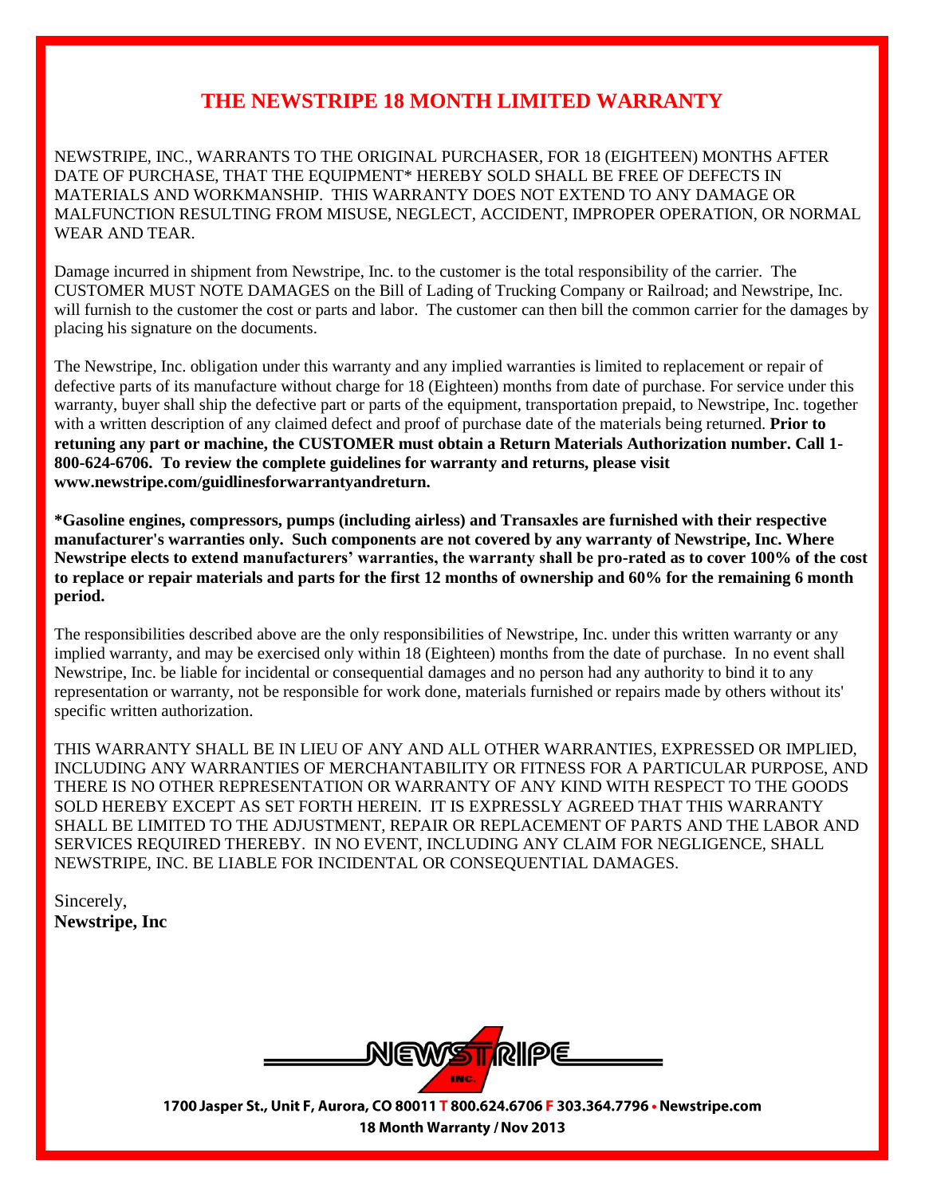# THE NEWSTRIPE 18 MONTH LIMITED WARRANTY

NEWSTRIPE, INC., WARRANTS TO THE ORIGINAL PURCHASER, FOR 18 (EIGHTEEN) MONTHS AFTER DATE OF PURCHASE, THAT THE EQUIPMENT* HEREBY SOLD SHALL BE FREE OF DEFECTS IN MATERIALS AND WORKMANSHIP. THIS WARRANTY DOES NOT EXTEND TO ANY DAMAGE OR MALFUNCTION RESULTING FROM MISUSE, NEGLECT, ACCIDENT, IMPROPER OPERATION, OR NORMAL WEAR AND TEAR.

Damage incurred in shipment from Newstripe, Inc. to the customer is the total responsibility of the carrier. The CUSTOMER MUST NOTE DAMAGES on the Bill of Lading of Trucking Company or Railroad; and Newstripe, Inc. will furnish to the customer the cost or parts and labor. The customer can then bill the common carrier for the damages by placing his signature on the documents.

The Newstripe, Inc. obligation under this warranty and any implied warranties is limited to replacement or repair of defective parts of its manufacture without charge for 18 (Eighteen) months from date of purchase. For service under this warranty, buyer shall ship the defective part or parts of the equipment, transportation prepaid, to Newstripe, Inc. together with a written description of any claimed defect and proof of purchase date of the materials being returned. **Prior to retuning any part or machine, the CUSTOMER must obtain a Return Materials Authorization number. Call 1-800-624-6706. To review the complete guidelines for warranty and returns, please visit www.newstripe.com/guidlinesforwarrantyandreturn.**

**\*Gasoline engines, compressors, pumps (including airless) and Transaxles are furnished with their respective manufacturer's warranties only. Such components are not covered by any warranty of Newstripe, Inc. Where Newstripe elects to extend manufacturers' warranties, the warranty shall be pro-rated as to cover 100% of the cost to replace or repair materials and parts for the first 12 months of ownership and 60% for the remaining 6 month period.**

The responsibilities described above are the only responsibilities of Newstripe, Inc. under this written warranty or any implied warranty, and may be exercised only within 18 (Eighteen) months from the date of purchase. In no event shall Newstripe, Inc. be liable for incidental or consequential damages and no person had any authority to bind it to any representation or warranty, not be responsible for work done, materials furnished or repairs made by others without its' specific written authorization.

THIS WARRANTY SHALL BE IN LIEU OF ANY AND ALL OTHER WARRANTIES, EXPRESSED OR IMPLIED, INCLUDING ANY WARRANTIES OF MERCHANTABILITY OR FITNESS FOR A PARTICULAR PURPOSE, AND THERE IS NO OTHER REPRESENTATION OR WARRANTY OF ANY KIND WITH RESPECT TO THE GOODS SOLD HEREBY EXCEPT AS SET FORTH HEREIN. IT IS EXPRESSLY AGREED THAT THIS WARRANTY SHALL BE LIMITED TO THE ADJUSTMENT, REPAIR OR REPLACEMENT OF PARTS AND THE LABOR AND SERVICES REQUIRED THEREBY. IN NO EVENT, INCLUDING ANY CLAIM FOR NEGLIGENCE, SHALL NEWSTRIPE, INC. BE LIABLE FOR INCIDENTAL OR CONSEQUENTIAL DAMAGES.

Sincerely,
**Newstripe, Inc**

NEWSTRIPE INC.

**1700 Jasper St., Unit F, Aurora, CO 80011 T 800.624.6706 F 303.364.7796 • Newstripe.com**

**18 Month Warranty / Nov 2013**